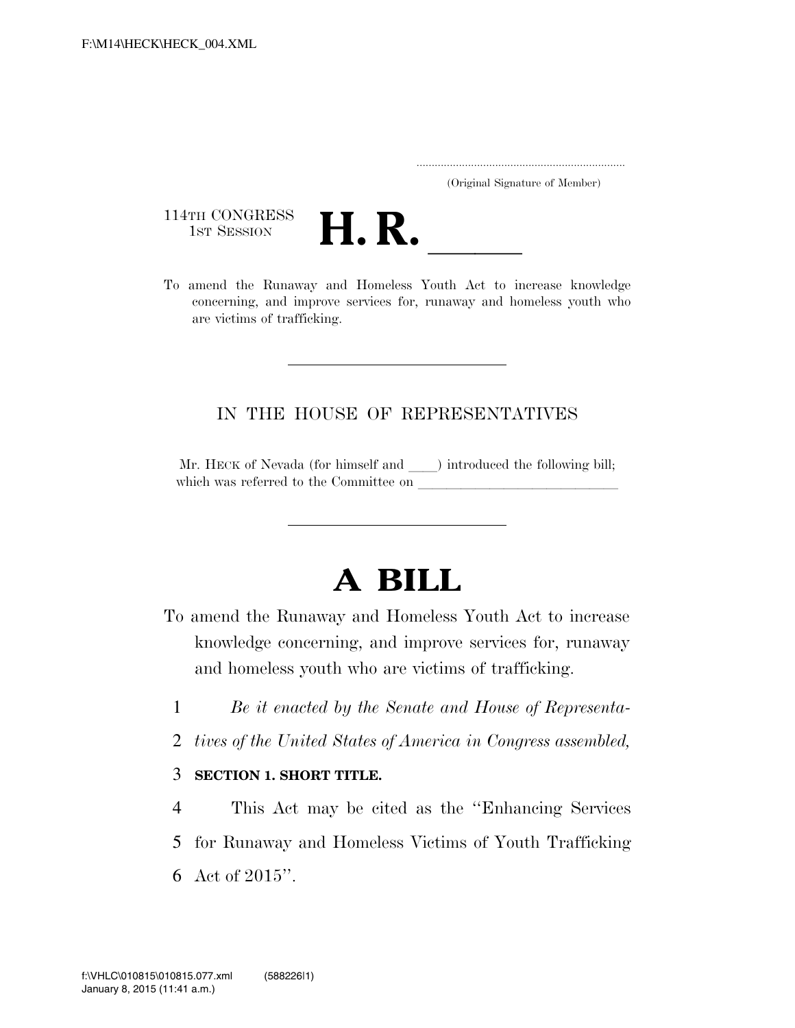.....................................................................

(Original Signature of Member)

114TH CONGRESS
1ST SESSION

# H. R. \_\_\_\_\_\_

To amend the Runaway and Homeless Youth Act to increase knowledge concerning, and improve services for, runaway and homeless youth who are victims of trafficking.

---

IN THE HOUSE OF REPRESENTATIVES

Mr. HECK of Nevada (for himself and \_\_\_\_) introduced the following bill; which was referred to the Committee on \_\_\_\_\_\_\_\_\_\_\_\_\_\_\_\_\_\_\_\_\_\_\_\_\_\_\_\_

---

# A BILL

To amend the Runaway and Homeless Youth Act to increase knowledge concerning, and improve services for, runaway and homeless youth who are victims of trafficking.

1 *Be it enacted by the Senate and House of Representa-*
2 *tives of the United States of America in Congress assembled,*

3 **SECTION 1. SHORT TITLE.**

4 This Act may be cited as the ''Enhancing Services
5 for Runaway and Homeless Victims of Youth Trafficking
6 Act of 2015''.

f:\VHLC\010815\010815.077.xml (588226|1)
January 8, 2015 (11:41 a.m.)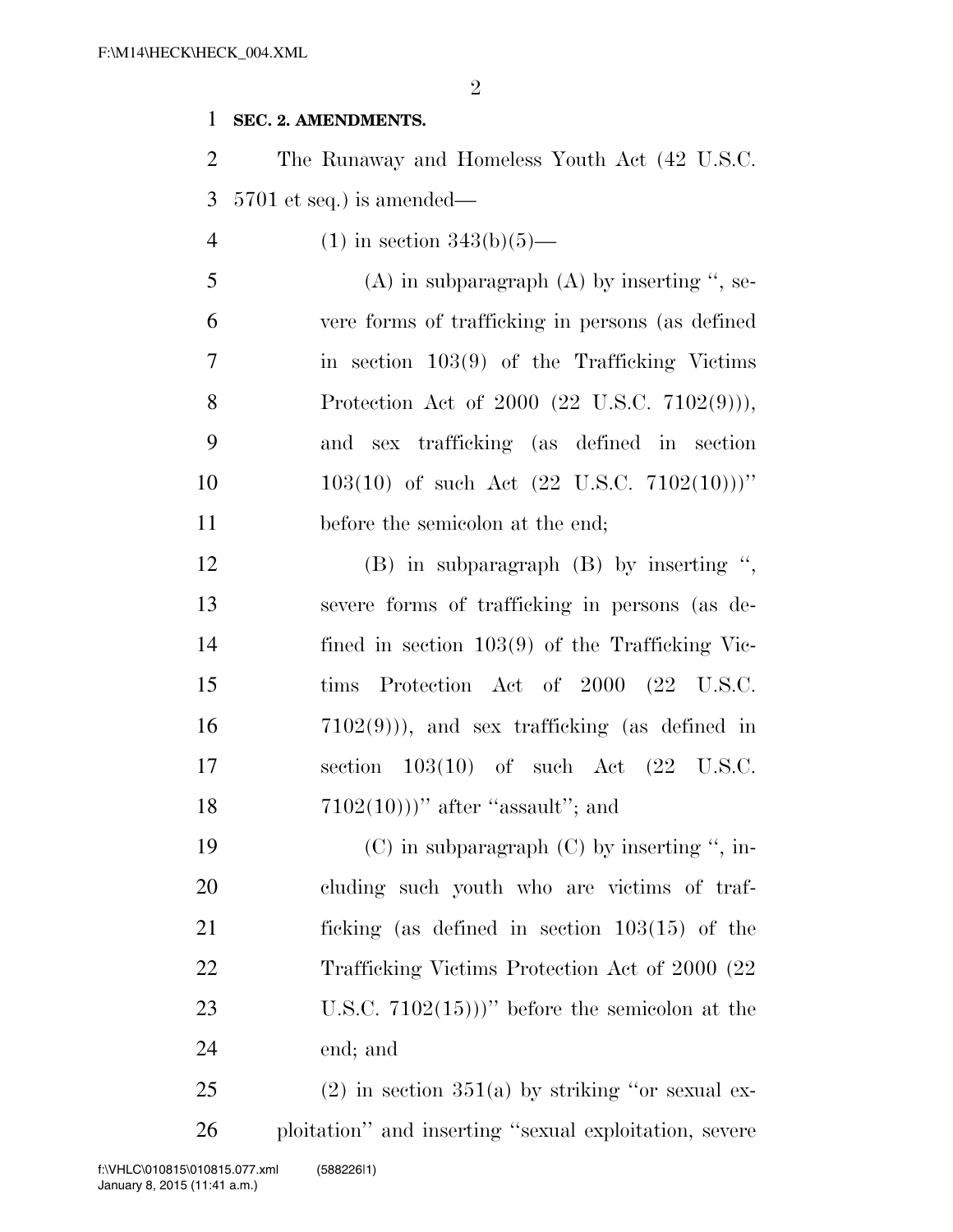**SEC. 2. AMENDMENTS.**

The Runaway and Homeless Youth Act (42 U.S.C. 5701 et seq.) is amended—

(1) in section 343(b)(5)—

(A) in subparagraph (A) by inserting ", severe forms of trafficking in persons (as defined in section 103(9) of the Trafficking Victims Protection Act of 2000 (22 U.S.C. 7102(9))), and sex trafficking (as defined in section 103(10) of such Act (22 U.S.C. 7102(10)))" before the semicolon at the end;

(B) in subparagraph (B) by inserting ", severe forms of trafficking in persons (as defined in section 103(9) of the Trafficking Victims Protection Act of 2000 (22 U.S.C. 7102(9))), and sex trafficking (as defined in section 103(10) of such Act (22 U.S.C. 7102(10)))" after "assault"; and

(C) in subparagraph (C) by inserting ", including such youth who are victims of trafficking (as defined in section 103(15) of the Trafficking Victims Protection Act of 2000 (22 U.S.C. 7102(15)))" before the semicolon at the end; and

(2) in section 351(a) by striking "or sexual exploitation" and inserting "sexual exploitation, severe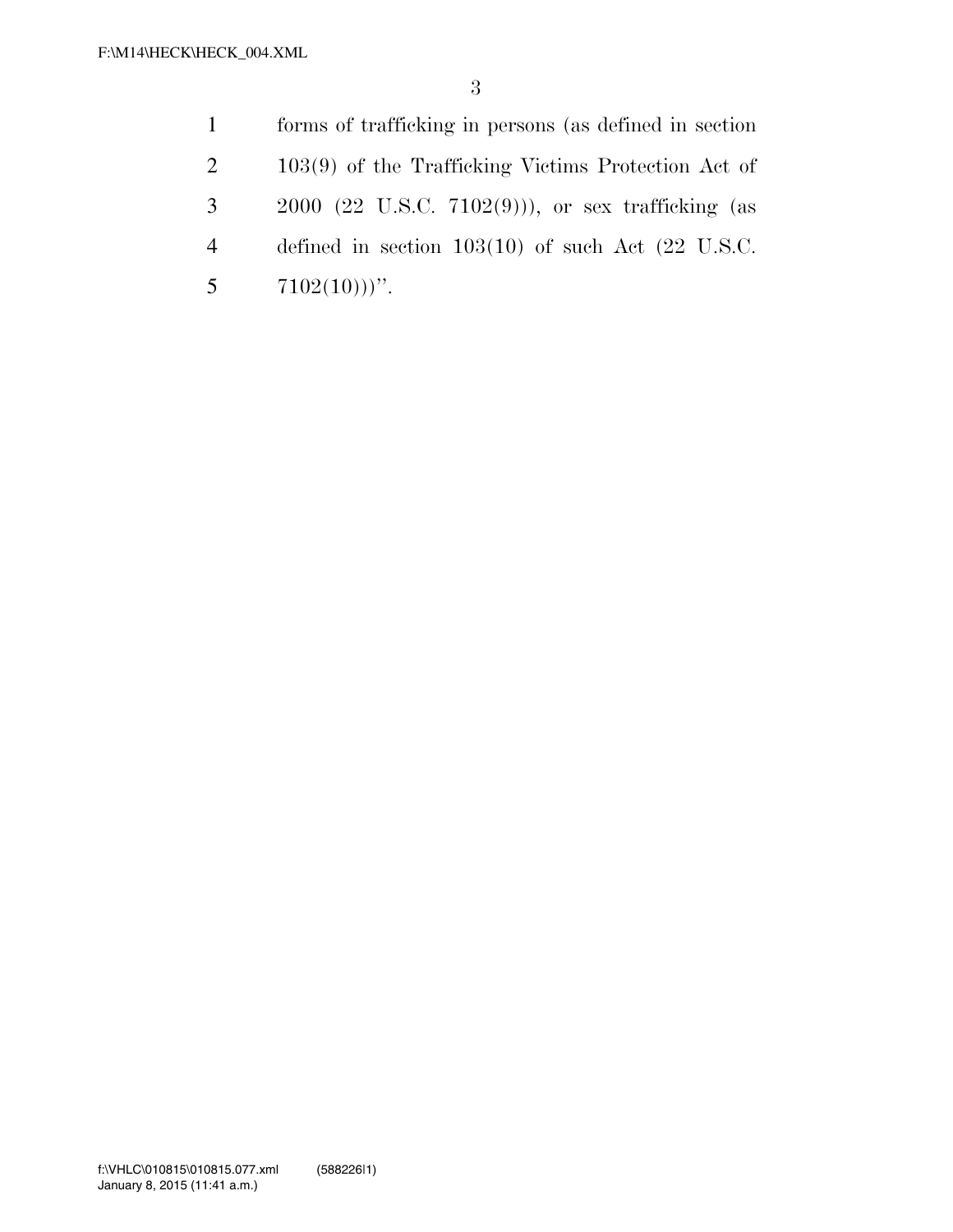forms of trafficking in persons (as defined in section 103(9) of the Trafficking Victims Protection Act of 2000 (22 U.S.C. 7102(9))), or sex trafficking (as defined in section 103(10) of such Act (22 U.S.C. 7102(10)))''.